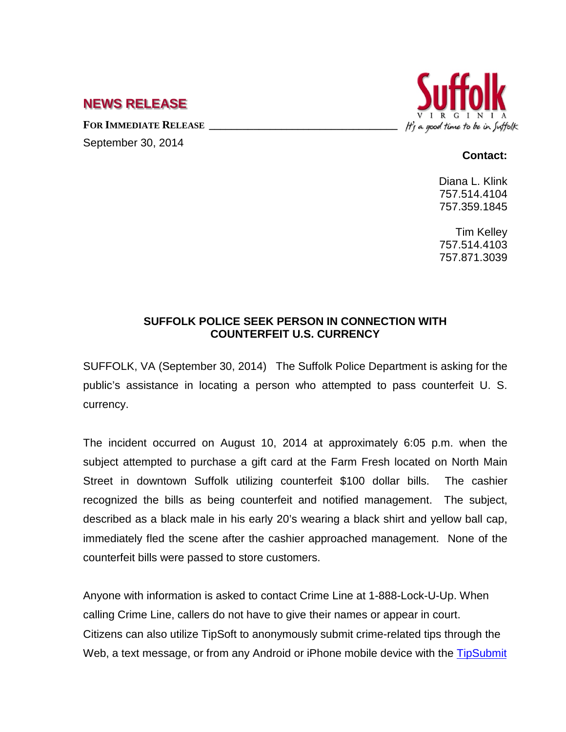## NEWS RELEASE

Suffolk
VIRGINIA
It's a good time to be in Suffolk

**FOR IMMEDIATE RELEASE**

September 30, 2014

**Contact:**

Diana L. Klink
757.514.4104
757.359.1845

Tim Kelley
757.514.4103
757.871.3039

**SUFFOLK POLICE SEEK PERSON IN CONNECTION WITH COUNTERFEIT U.S. CURRENCY**

SUFFOLK, VA (September 30, 2014) The Suffolk Police Department is asking for the public's assistance in locating a person who attempted to pass counterfeit U. S. currency.

The incident occurred on August 10, 2014 at approximately 6:05 p.m. when the subject attempted to purchase a gift card at the Farm Fresh located on North Main Street in downtown Suffolk utilizing counterfeit $100 dollar bills. The cashier recognized the bills as being counterfeit and notified management. The subject, described as a black male in his early 20's wearing a black shirt and yellow ball cap, immediately fled the scene after the cashier approached management. None of the counterfeit bills were passed to store customers.

Anyone with information is asked to contact Crime Line at 1-888-Lock-U-Up. When calling Crime Line, callers do not have to give their names or appear in court. Citizens can also utilize TipSoft to anonymously submit crime-related tips through the Web, a text message, or from any Android or iPhone mobile device with the TipSubmit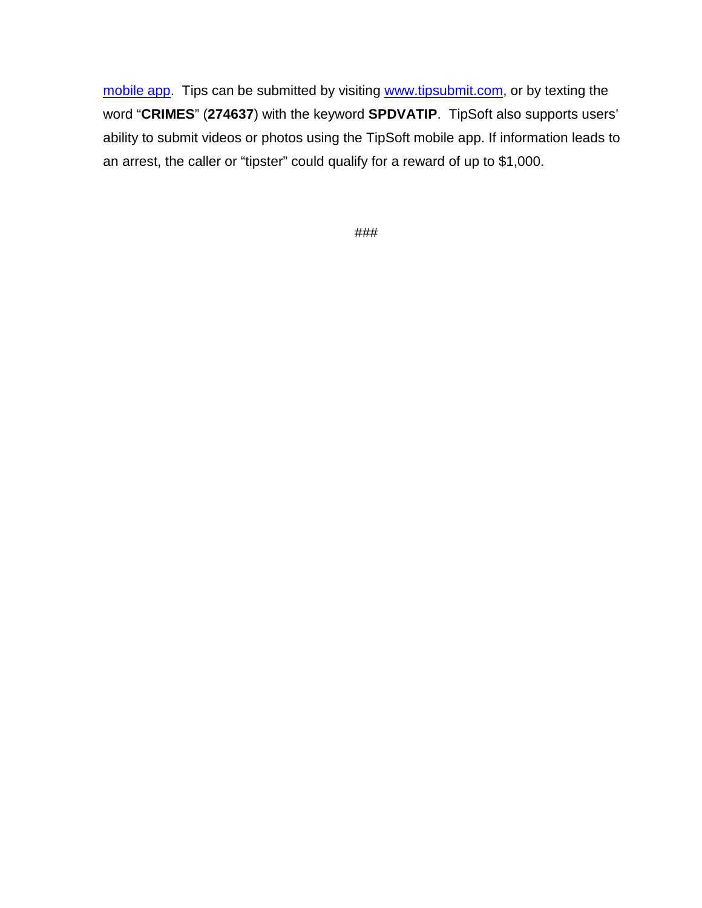mobile app. Tips can be submitted by visiting www.tipsubmit.com, or by texting the word "**CRIMES**" (**274637**) with the keyword **SPDVATIP**. TipSoft also supports users' ability to submit videos or photos using the TipSoft mobile app. If information leads to an arrest, the caller or "tipster" could qualify for a reward of up to $1,000.

###